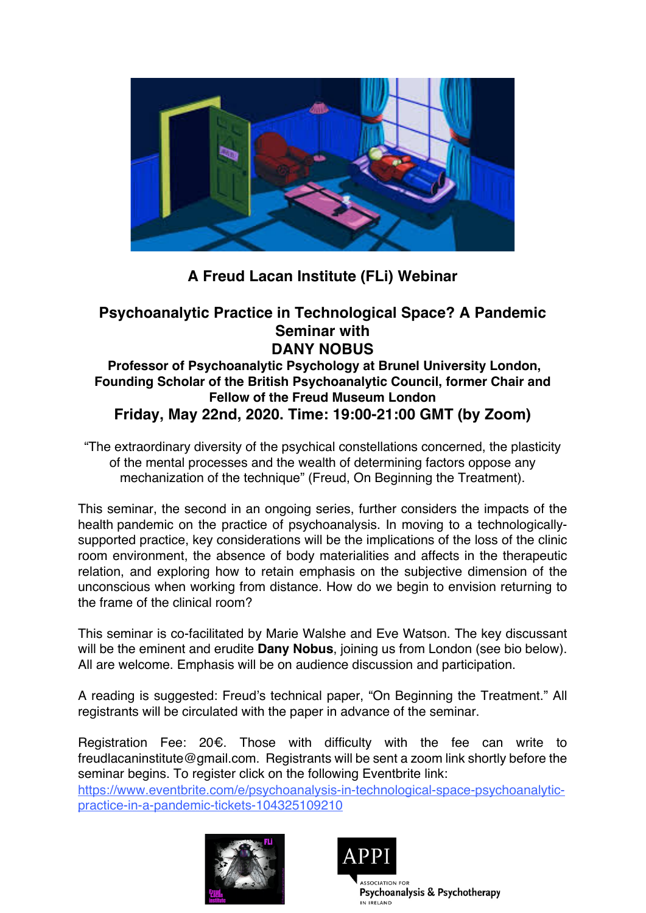**A Freud Lacan Institute (FLi) Webinar**

# Psychoanalytic Practice in Technological Space? A Pandemic Seminar with DANY NOBUS

**Professor of Psychoanalytic Psychology at Brunel University London, Founding Scholar of the British Psychoanalytic Council, former Chair and Fellow of the Freud Museum London**

**Friday, May 22nd, 2020. Time: 19:00-21:00 GMT (by Zoom)**

"The extraordinary diversity of the psychical constellations concerned, the plasticity of the mental processes and the wealth of determining factors oppose any mechanization of the technique" (Freud, On Beginning the Treatment).

This seminar, the second in an ongoing series, further considers the impacts of the health pandemic on the practice of psychoanalysis. In moving to a technologically-supported practice, key considerations will be the implications of the loss of the clinic room environment, the absence of body materialities and affects in the therapeutic relation, and exploring how to retain emphasis on the subjective dimension of the unconscious when working from distance. How do we begin to envision returning to the frame of the clinical room?

This seminar is co-facilitated by Marie Walshe and Eve Watson. The key discussant will be the eminent and erudite **Dany Nobus**, joining us from London (see bio below). All are welcome. Emphasis will be on audience discussion and participation.

A reading is suggested: Freud's technical paper, "On Beginning the Treatment." All registrants will be circulated with the paper in advance of the seminar.

Registration Fee: 20€. Those with difficulty with the fee can write to freudlacaninstitute@gmail.com. Registrants will be sent a zoom link shortly before the seminar begins. To register click on the following Eventbrite link:
https://www.eventbrite.com/e/psychoanalysis-in-technological-space-psychoanalytic-practice-in-a-pandemic-tickets-104325109210

APPI
ASSOCIATION FOR
Psychoanalysis & Psychotherapy
IN IRELAND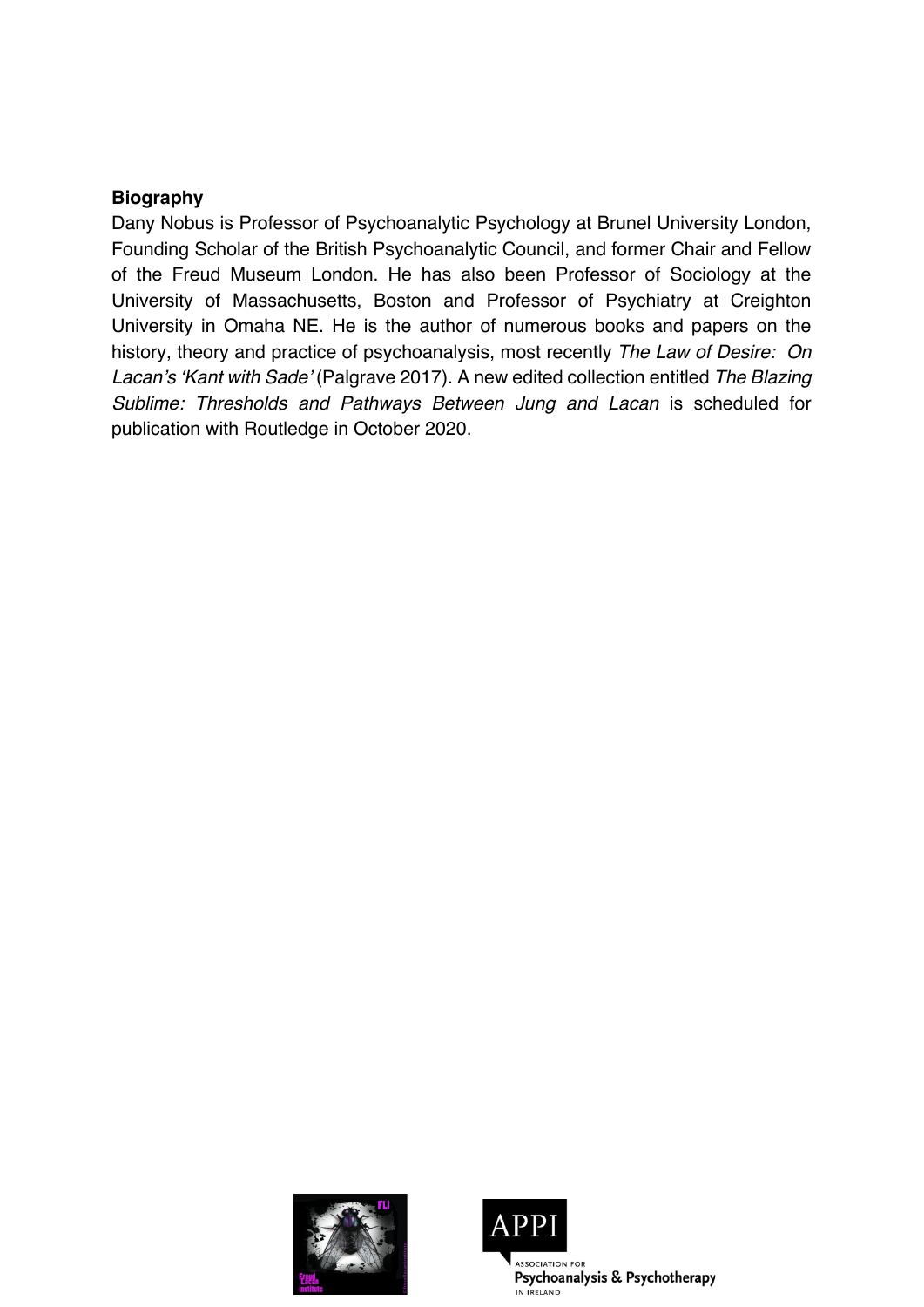**Biography**

Dany Nobus is Professor of Psychoanalytic Psychology at Brunel University London, Founding Scholar of the British Psychoanalytic Council, and former Chair and Fellow of the Freud Museum London. He has also been Professor of Sociology at the University of Massachusetts, Boston and Professor of Psychiatry at Creighton University in Omaha NE. He is the author of numerous books and papers on the history, theory and practice of psychoanalysis, most recently *The Law of Desire: On Lacan's 'Kant with Sade'* (Palgrave 2017). A new edited collection entitled *The Blazing Sublime: Thresholds and Pathways Between Jung and Lacan* is scheduled for publication with Routledge in October 2020.